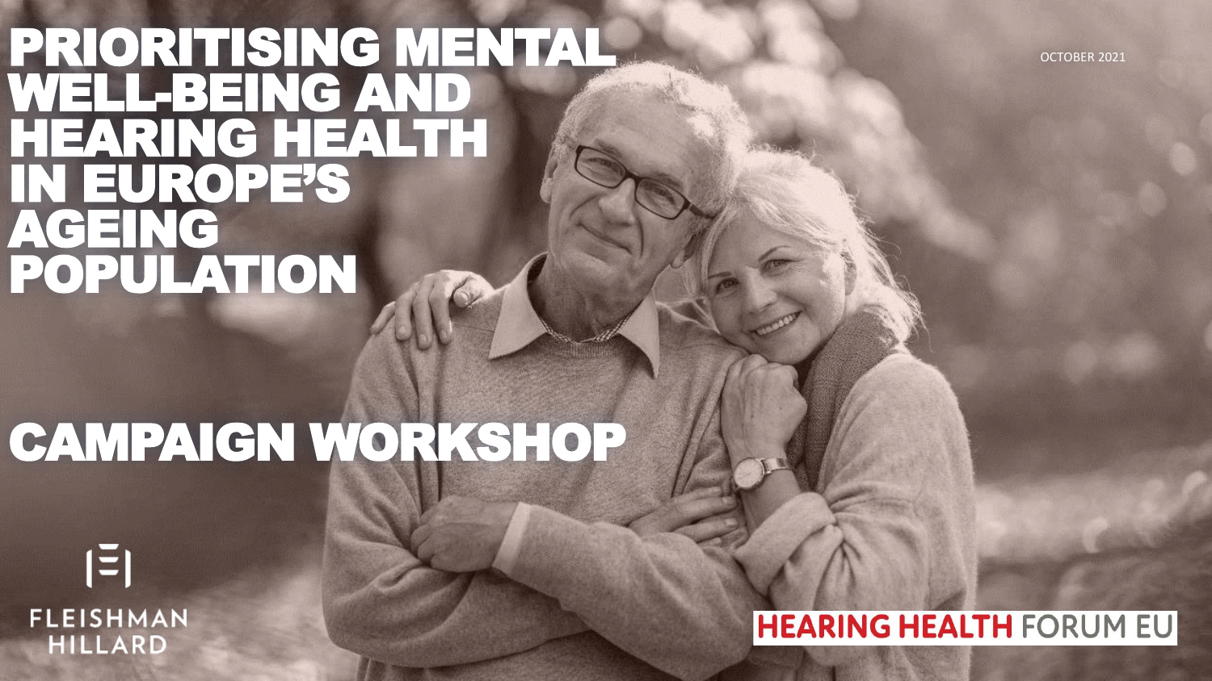# PRIORITISING MENTAL WELL-BEING AND HEARING HEALTH IN EUROPE'S AGEING POPULATION

OCTOBER 2021

## CAMPAIGN WORKSHOP

FLEISHMAN HILLARD

HEARING HEALTH FORUM EU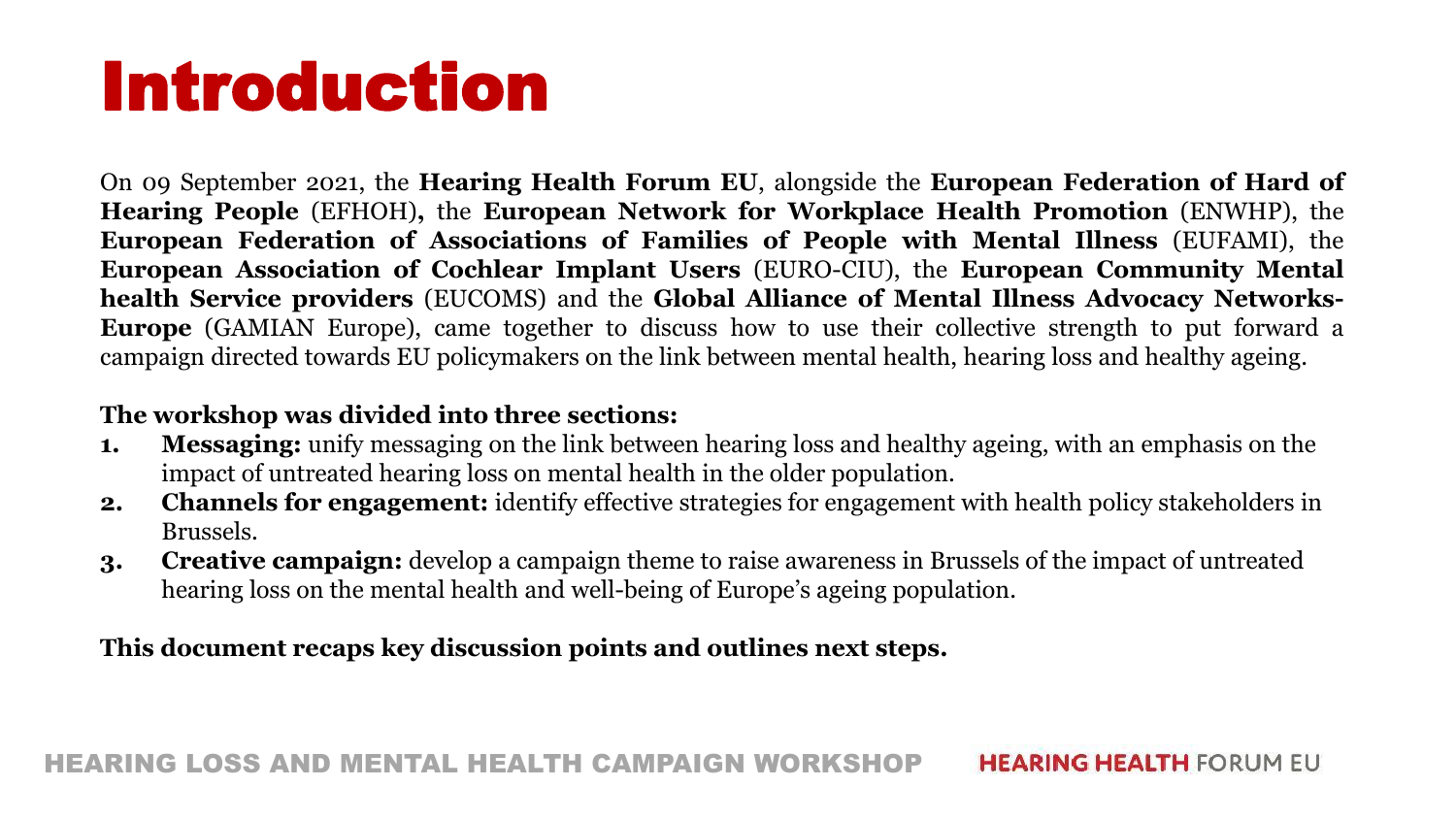# Introduction

On 09 September 2021, the **Hearing Health Forum EU**, alongside the **European Federation of Hard of Hearing People** (EFHOH)**,** the **European Network for Workplace Health Promotion** (ENWHP), the **European Federation of Associations of Families of People with Mental Illness** (EUFAMI), the **European Association of Cochlear Implant Users** (EURO-CIU), the **European Community Mental health Service providers** (EUCOMS) and the **Global Alliance of Mental Illness Advocacy Networks-Europe** (GAMIAN Europe), came together to discuss how to use their collective strength to put forward a campaign directed towards EU policymakers on the link between mental health, hearing loss and healthy ageing.

**The workshop was divided into three sections:**

1. **Messaging:** unify messaging on the link between hearing loss and healthy ageing, with an emphasis on the impact of untreated hearing loss on mental health in the older population.
2. **Channels for engagement:** identify effective strategies for engagement with health policy stakeholders in Brussels.
3. **Creative campaign:** develop a campaign theme to raise awareness in Brussels of the impact of untreated hearing loss on the mental health and well-being of Europe's ageing population.

**This document recaps key discussion points and outlines next steps.**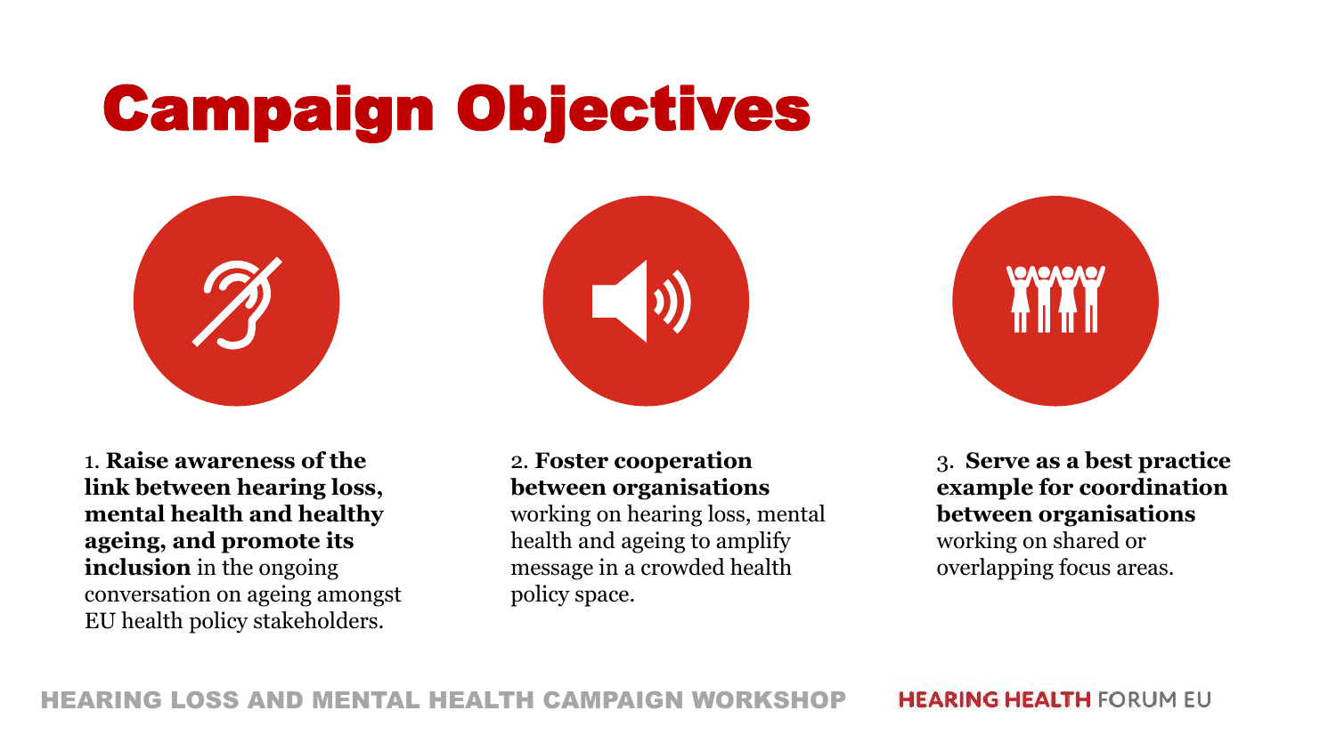# Campaign Objectives

1. **Raise awareness of the link between hearing loss, mental health and healthy ageing, and promote its inclusion** in the ongoing conversation on ageing amongst EU health policy stakeholders.

2. **Foster cooperation between organisations** working on hearing loss, mental health and ageing to amplify message in a crowded health policy space.

3. **Serve as a best practice example for coordination between organisations** working on shared or overlapping focus areas.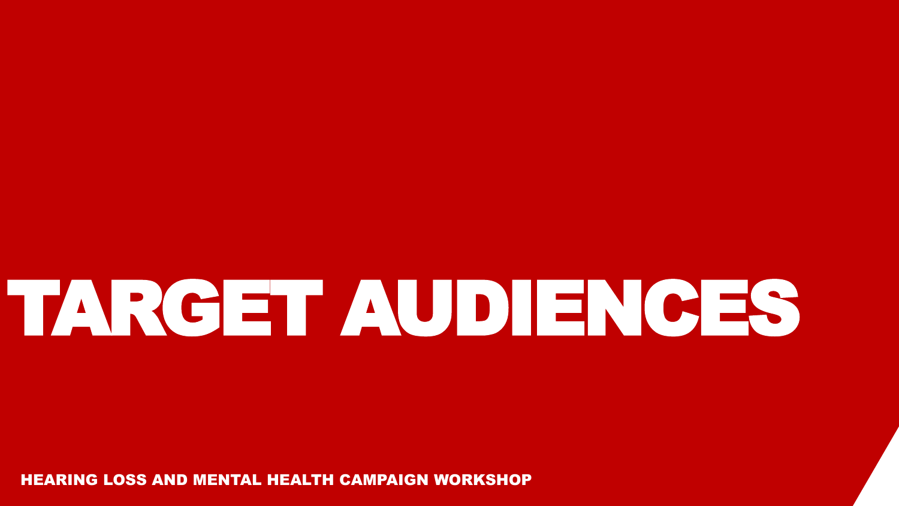# TARGET AUDIENCES

HEARING LOSS AND MENTAL HEALTH CAMPAIGN WORKSHOP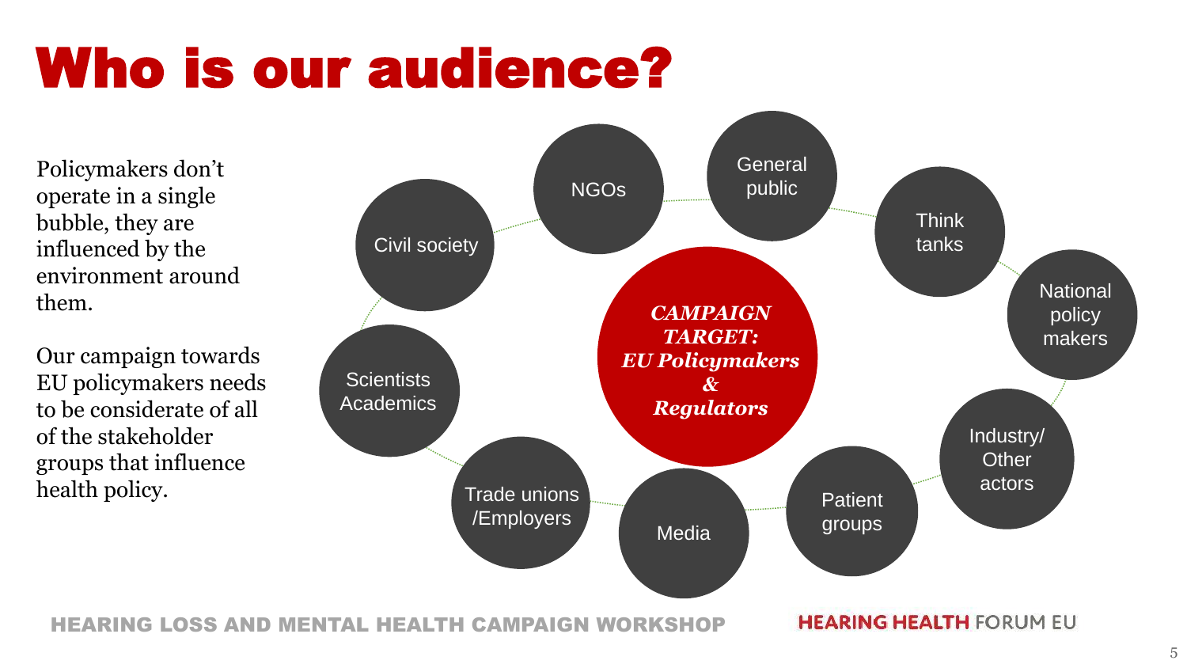# Who is our audience?

Policymakers don't operate in a single bubble, they are influenced by the environment around them.

Our campaign towards EU policymakers needs to be considerate of all of the stakeholder groups that influence health policy.

***CAMPAIGN TARGET: EU Policymakers & Regulators***

- Civil society
- NGOs
- General public
- Think tanks
- National policy makers
- Industry/ Other actors
- Patient groups
- Media
- Trade unions /Employers
- Scientists Academics

HEARING LOSS AND MENTAL HEALTH CAMPAIGN WORKSHOP

HEARING HEALTH FORUM EU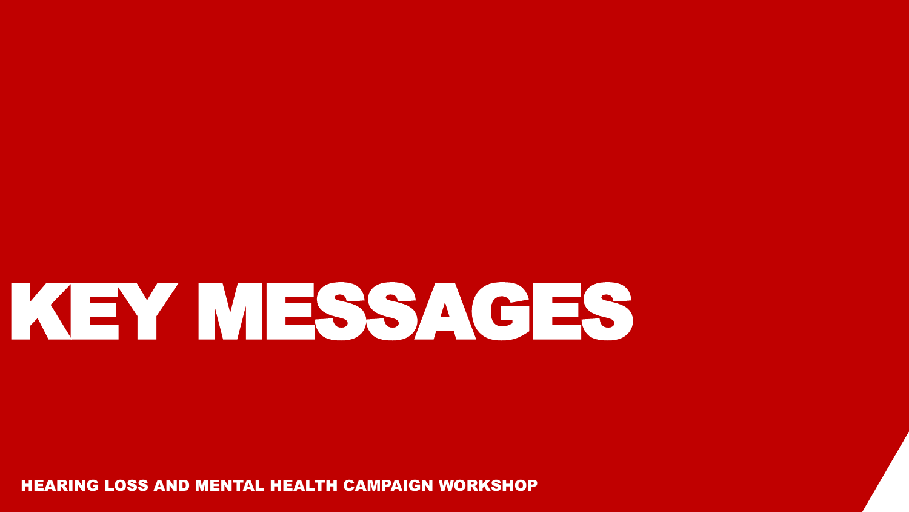# KEY MESSAGES

HEARING LOSS AND MENTAL HEALTH CAMPAIGN WORKSHOP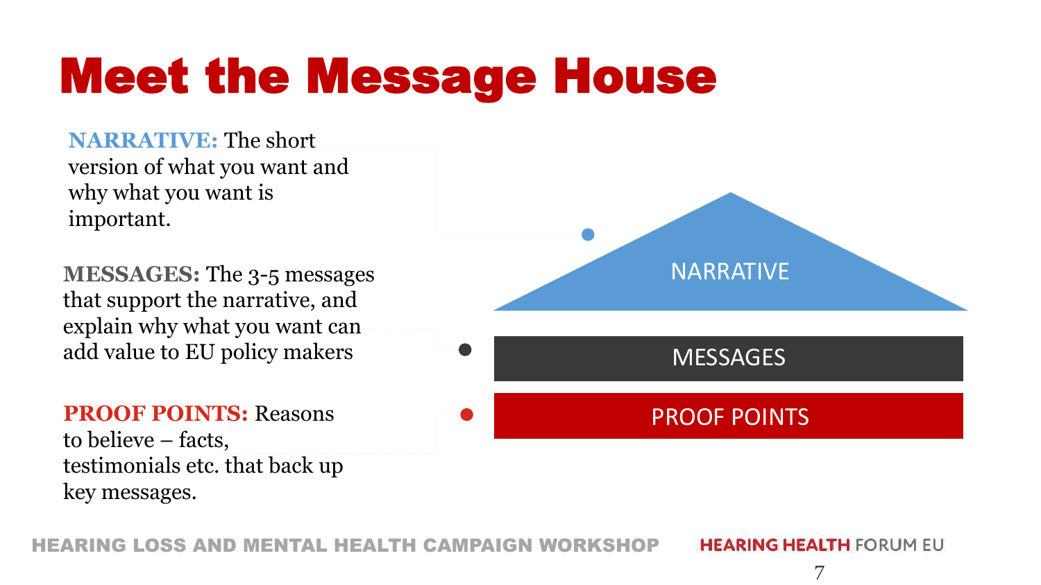# Meet the Message House

**NARRATIVE:** The short version of what you want and why what you want is important.

**MESSAGES:** The 3-5 messages that support the narrative, and explain why what you want can add value to EU policy makers

**PROOF POINTS:** Reasons to believe – facts, testimonials etc. that back up key messages.

NARRATIVE

MESSAGES

PROOF POINTS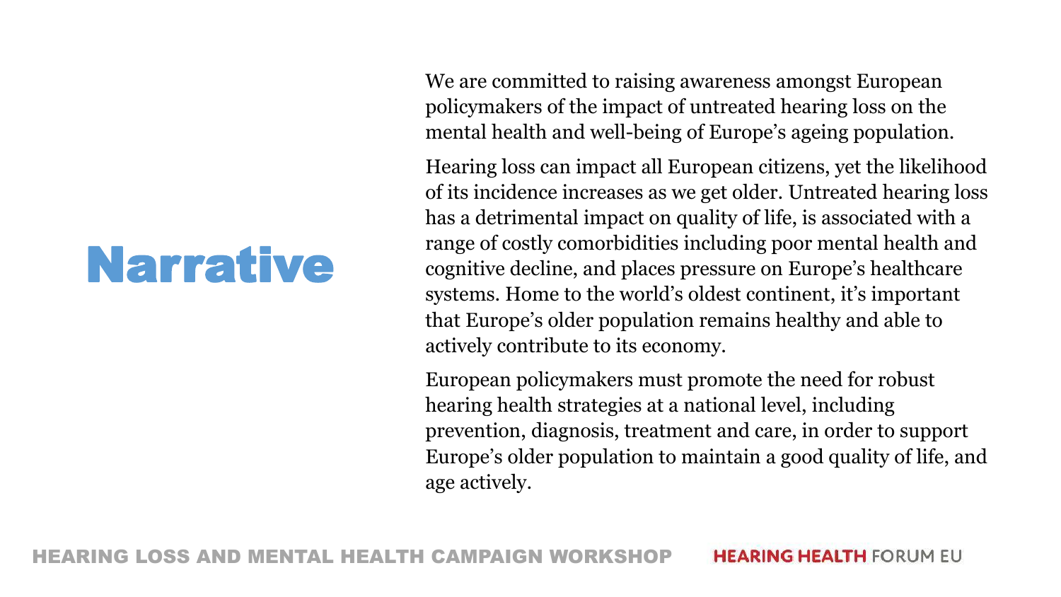# Narrative

We are committed to raising awareness amongst European policymakers of the impact of untreated hearing loss on the mental health and well-being of Europe's ageing population.

Hearing loss can impact all European citizens, yet the likelihood of its incidence increases as we get older. Untreated hearing loss has a detrimental impact on quality of life, is associated with a range of costly comorbidities including poor mental health and cognitive decline, and places pressure on Europe's healthcare systems. Home to the world's oldest continent, it's important that Europe's older population remains healthy and able to actively contribute to its economy.

European policymakers must promote the need for robust hearing health strategies at a national level, including prevention, diagnosis, treatment and care, in order to support Europe's older population to maintain a good quality of life, and age actively.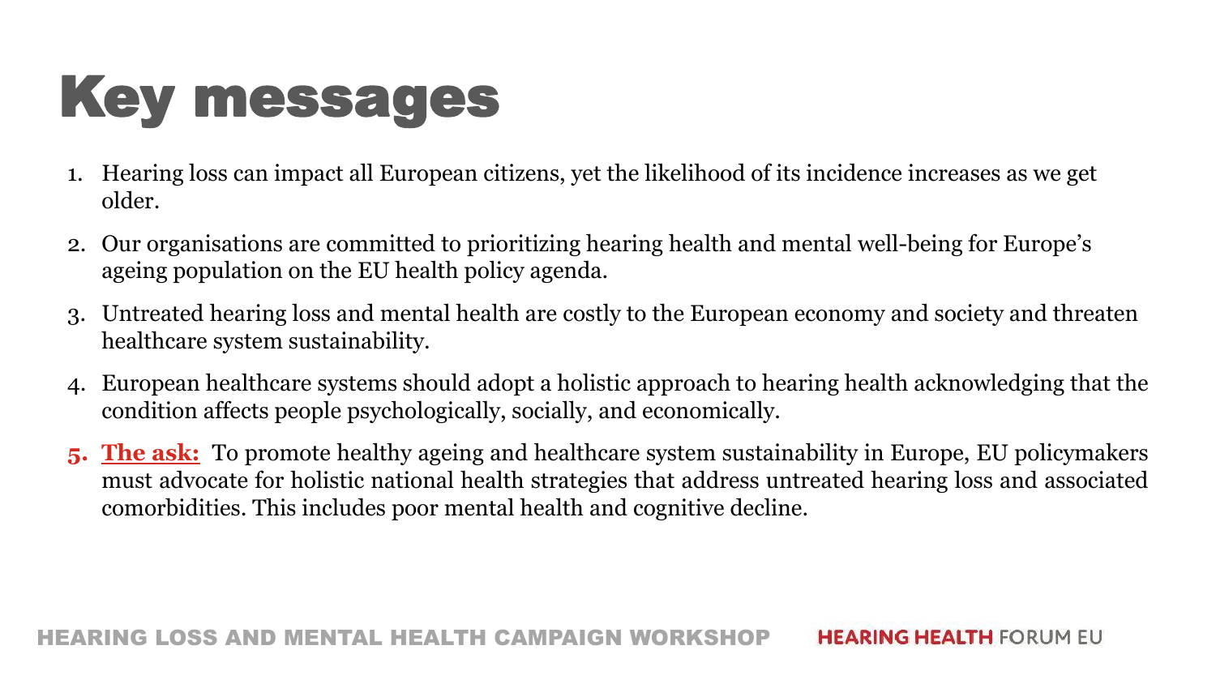# Key messages

1. Hearing loss can impact all European citizens, yet the likelihood of its incidence increases as we get older.
2. Our organisations are committed to prioritizing hearing health and mental well-being for Europe's ageing population on the EU health policy agenda.
3. Untreated hearing loss and mental health are costly to the European economy and society and threaten healthcare system sustainability.
4. European healthcare systems should adopt a holistic approach to hearing health acknowledging that the condition affects people psychologically, socially, and economically.
5. **The ask:** To promote healthy ageing and healthcare system sustainability in Europe, EU policymakers must advocate for holistic national health strategies that address untreated hearing loss and associated comorbidities. This includes poor mental health and cognitive decline.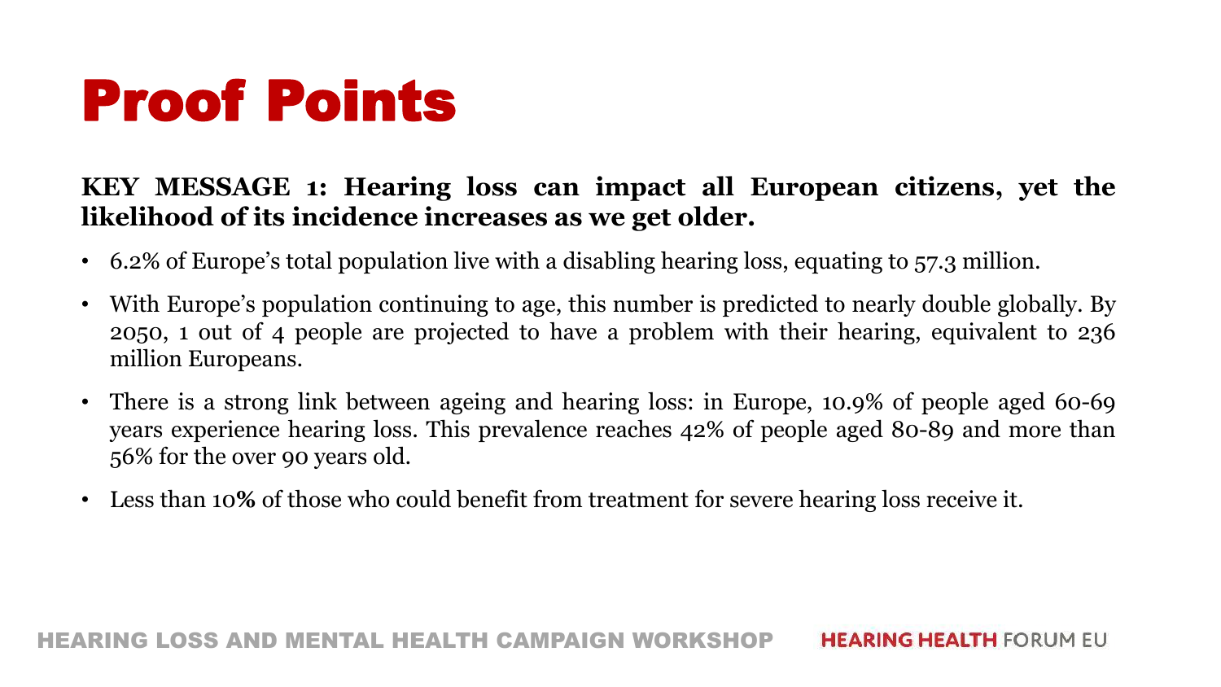# Proof Points

**KEY MESSAGE 1: Hearing loss can impact all European citizens, yet the likelihood of its incidence increases as we get older.**

- 6.2% of Europe's total population live with a disabling hearing loss, equating to 57.3 million.
- With Europe's population continuing to age, this number is predicted to nearly double globally. By 2050, 1 out of 4 people are projected to have a problem with their hearing, equivalent to 236 million Europeans.
- There is a strong link between ageing and hearing loss: in Europe, 10.9% of people aged 60-69 years experience hearing loss. This prevalence reaches 42% of people aged 80-89 and more than 56% for the over 90 years old.
- Less than 10**%** of those who could benefit from treatment for severe hearing loss receive it.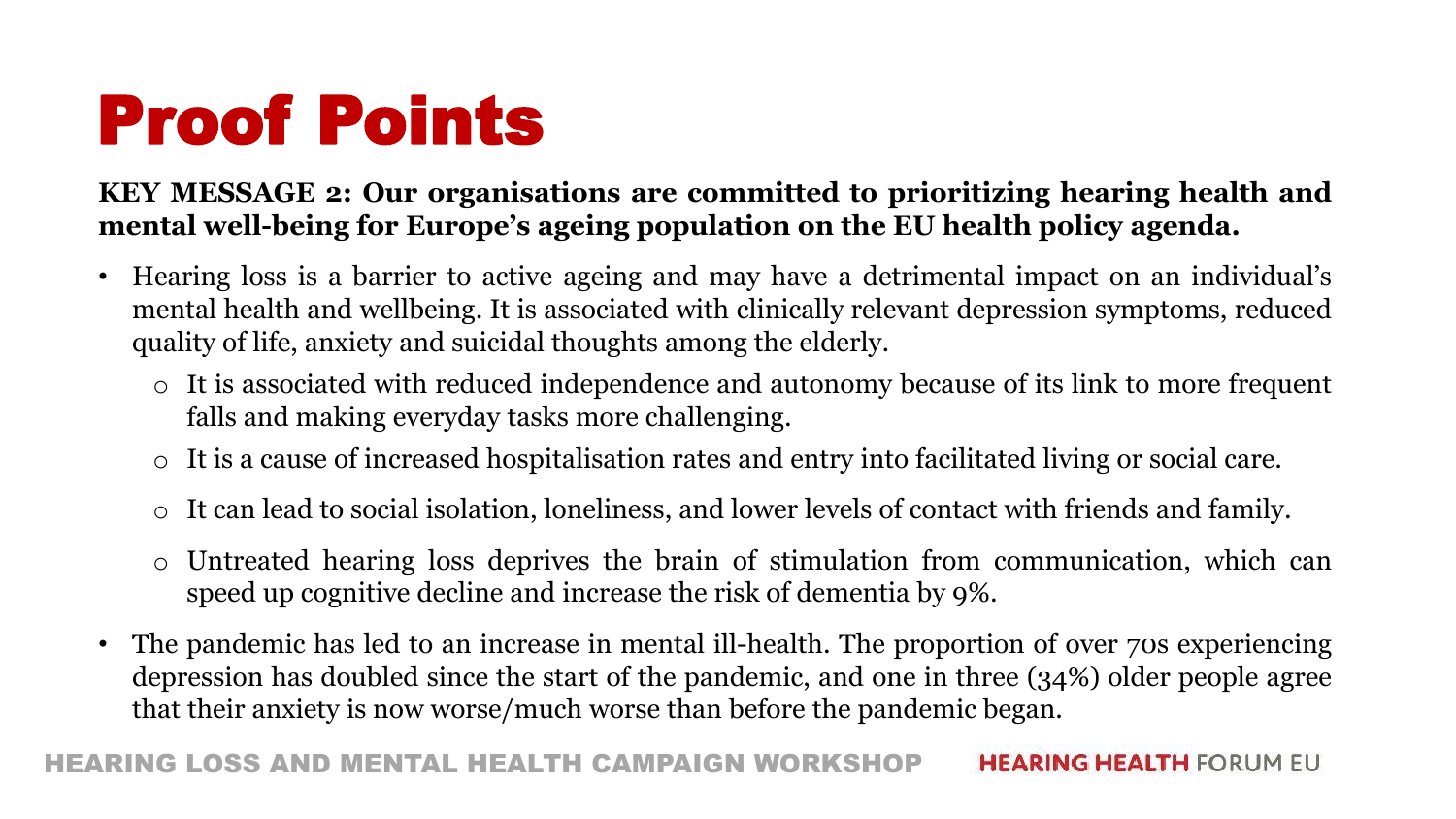# Proof Points

**KEY MESSAGE 2: Our organisations are committed to prioritizing hearing health and mental well-being for Europe's ageing population on the EU health policy agenda.**

- Hearing loss is a barrier to active ageing and may have a detrimental impact on an individual's mental health and wellbeing. It is associated with clinically relevant depression symptoms, reduced quality of life, anxiety and suicidal thoughts among the elderly.
  - It is associated with reduced independence and autonomy because of its link to more frequent falls and making everyday tasks more challenging.
  - It is a cause of increased hospitalisation rates and entry into facilitated living or social care.
  - It can lead to social isolation, loneliness, and lower levels of contact with friends and family.
  - Untreated hearing loss deprives the brain of stimulation from communication, which can speed up cognitive decline and increase the risk of dementia by 9%.
- The pandemic has led to an increase in mental ill-health. The proportion of over 70s experiencing depression has doubled since the start of the pandemic, and one in three (34%) older people agree that their anxiety is now worse/much worse than before the pandemic began.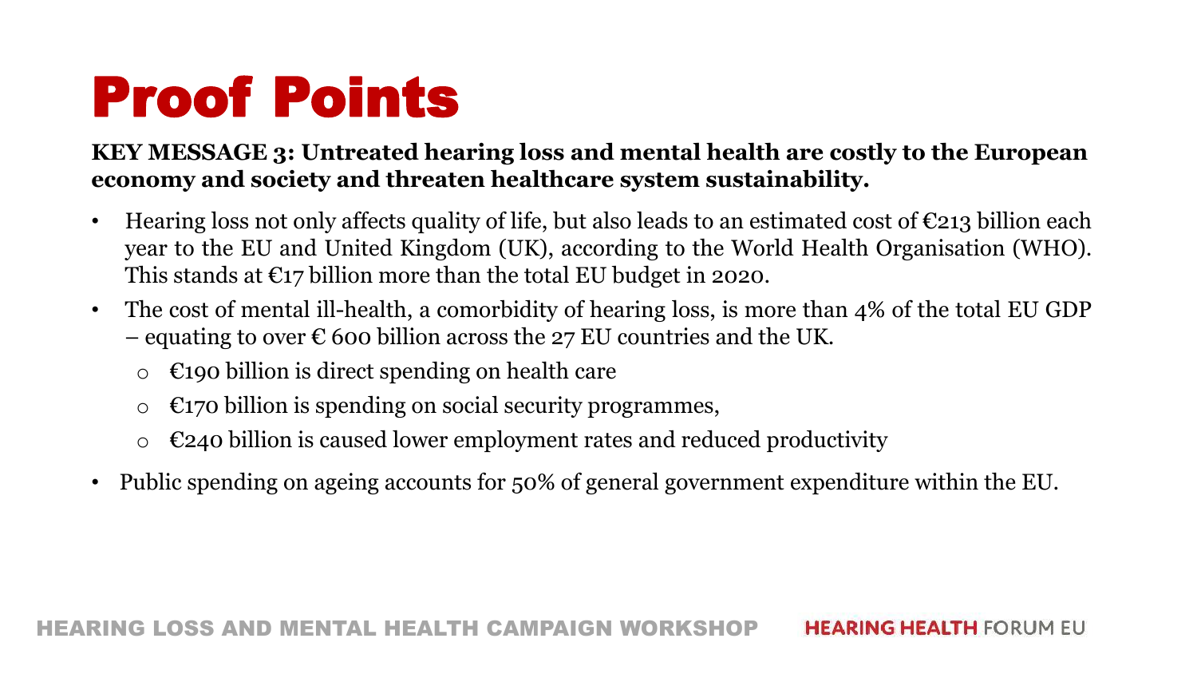# Proof Points

**KEY MESSAGE 3: Untreated hearing loss and mental health are costly to the European economy and society and threaten healthcare system sustainability.**

- Hearing loss not only affects quality of life, but also leads to an estimated cost of €213 billion each year to the EU and United Kingdom (UK), according to the World Health Organisation (WHO). This stands at €17 billion more than the total EU budget in 2020.
- The cost of mental ill-health, a comorbidity of hearing loss, is more than 4% of the total EU GDP – equating to over € 600 billion across the 27 EU countries and the UK.
  - €190 billion is direct spending on health care
  - €170 billion is spending on social security programmes,
  - €240 billion is caused lower employment rates and reduced productivity
- Public spending on ageing accounts for 50% of general government expenditure within the EU.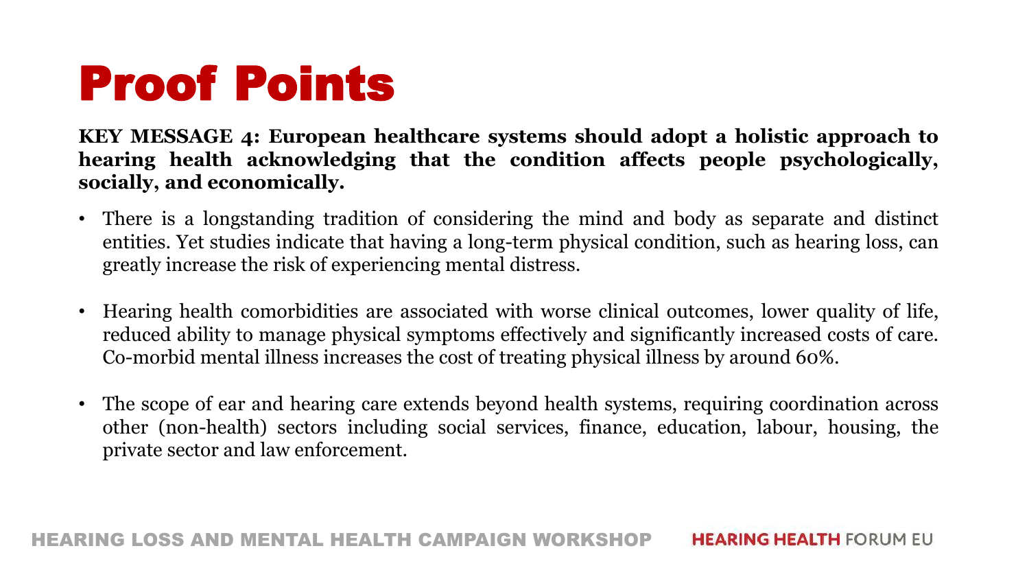# Proof Points

**KEY MESSAGE 4: European healthcare systems should adopt a holistic approach to hearing health acknowledging that the condition affects people psychologically, socially, and economically.**

- There is a longstanding tradition of considering the mind and body as separate and distinct entities. Yet studies indicate that having a long-term physical condition, such as hearing loss, can greatly increase the risk of experiencing mental distress.
- Hearing health comorbidities are associated with worse clinical outcomes, lower quality of life, reduced ability to manage physical symptoms effectively and significantly increased costs of care. Co-morbid mental illness increases the cost of treating physical illness by around 60%.
- The scope of ear and hearing care extends beyond health systems, requiring coordination across other (non-health) sectors including social services, finance, education, labour, housing, the private sector and law enforcement.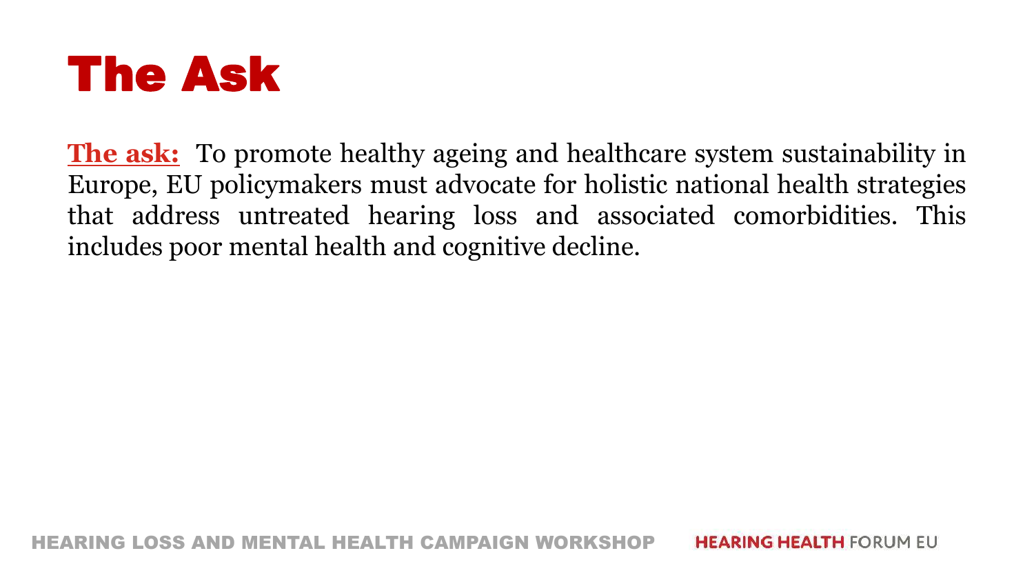# The Ask

**The ask:** To promote healthy ageing and healthcare system sustainability in Europe, EU policymakers must advocate for holistic national health strategies that address untreated hearing loss and associated comorbidities. This includes poor mental health and cognitive decline.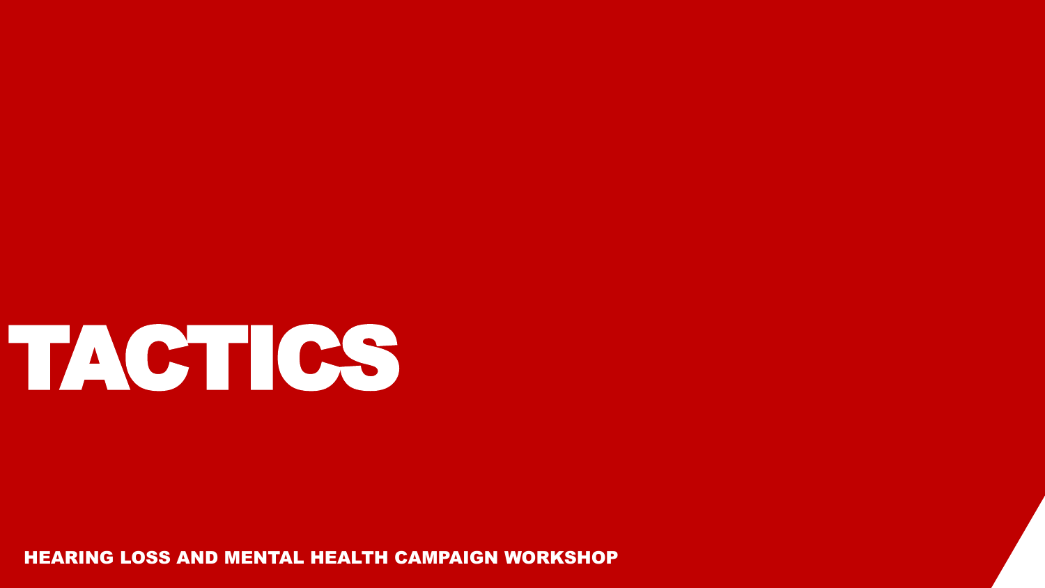# TACTICS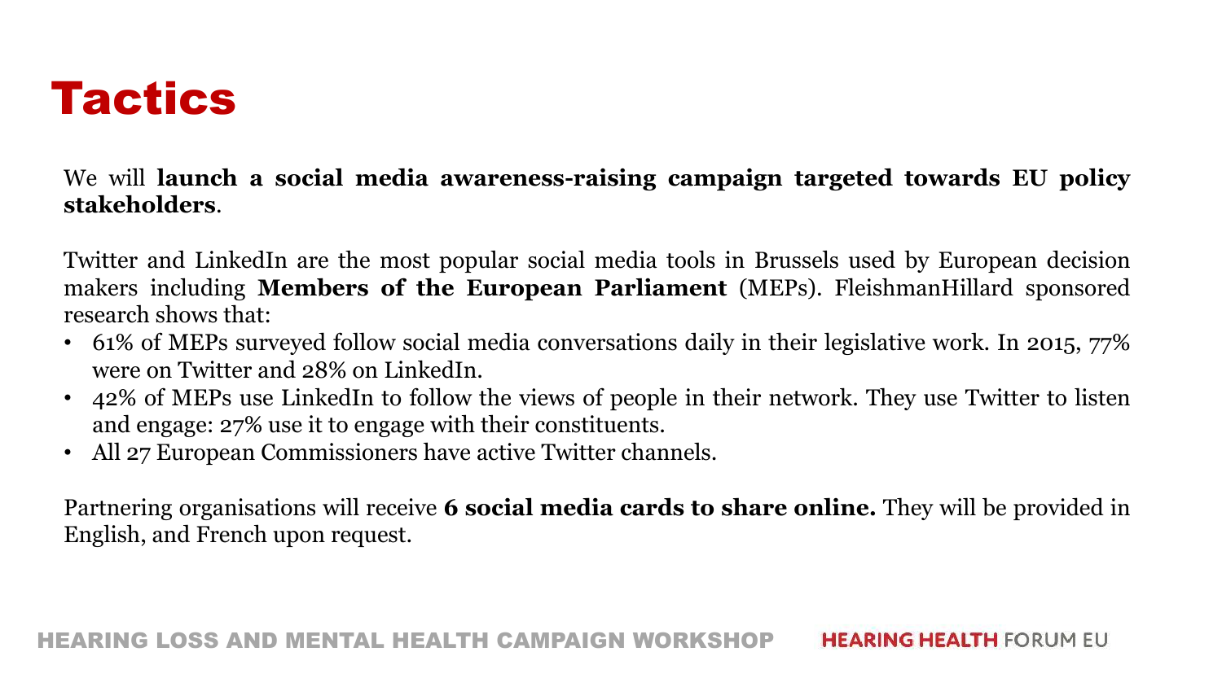# Tactics

We will **launch a social media awareness-raising campaign targeted towards EU policy stakeholders**.

Twitter and LinkedIn are the most popular social media tools in Brussels used by European decision makers including **Members of the European Parliament** (MEPs). FleishmanHillard sponsored research shows that:

- 61% of MEPs surveyed follow social media conversations daily in their legislative work. In 2015, 77% were on Twitter and 28% on LinkedIn.
- 42% of MEPs use LinkedIn to follow the views of people in their network. They use Twitter to listen and engage: 27% use it to engage with their constituents.
- All 27 European Commissioners have active Twitter channels.

Partnering organisations will receive **6 social media cards to share online.** They will be provided in English, and French upon request.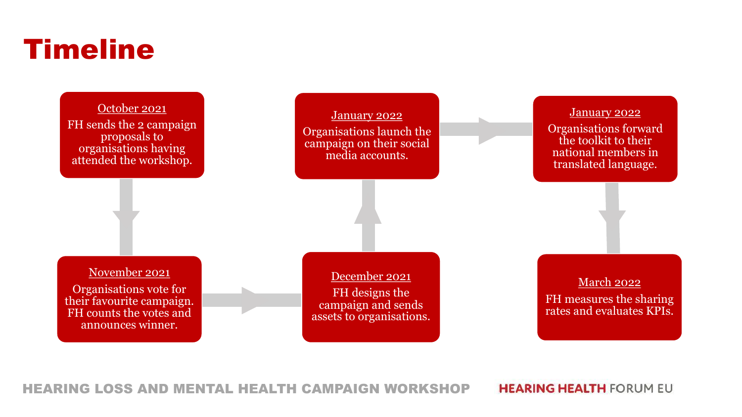# Timeline

**October 2021**
FH sends the 2 campaign proposals to organisations having attended the workshop.

**November 2021**
Organisations vote for their favourite campaign. FH counts the votes and announces winner.

**December 2021**
FH designs the campaign and sends assets to organisations.

**January 2022**
Organisations launch the campaign on their social media accounts.

**January 2022**
Organisations forward the toolkit to their national members in translated language.

**March 2022**
FH measures the sharing rates and evaluates KPIs.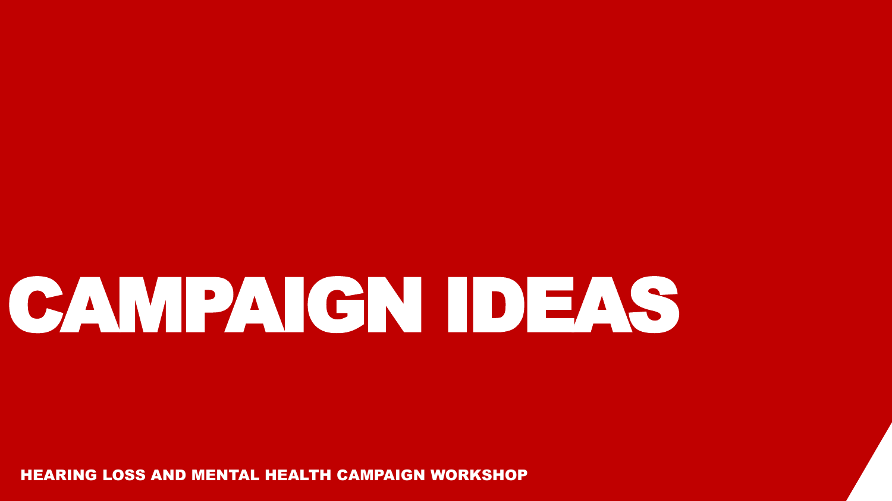# CAMPAIGN IDEAS

HEARING LOSS AND MENTAL HEALTH CAMPAIGN WORKSHOP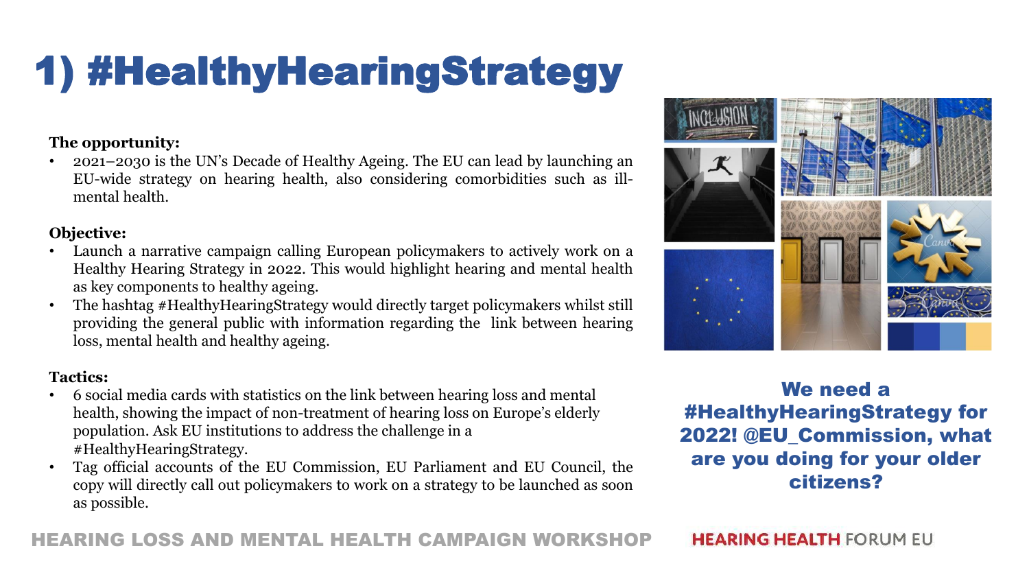# 1) #HealthyHearingStrategy

**The opportunity:**

- 2021–2030 is the UN's Decade of Healthy Ageing. The EU can lead by launching an EU-wide strategy on hearing health, also considering comorbidities such as ill-mental health.

**Objective:**

- Launch a narrative campaign calling European policymakers to actively work on a Healthy Hearing Strategy in 2022. This would highlight hearing and mental health as key components to healthy ageing.
- The hashtag #HealthyHearingStrategy would directly target policymakers whilst still providing the general public with information regarding the link between hearing loss, mental health and healthy ageing.

**Tactics:**

- 6 social media cards with statistics on the link between hearing loss and mental health, showing the impact of non-treatment of hearing loss on Europe's elderly population. Ask EU institutions to address the challenge in a #HealthyHearingStrategy.
- Tag official accounts of the EU Commission, EU Parliament and EU Council, the copy will directly call out policymakers to work on a strategy to be launched as soon as possible.

**We need a #HealthyHearingStrategy for 2022! @EU_Commission, what are you doing for your older citizens?**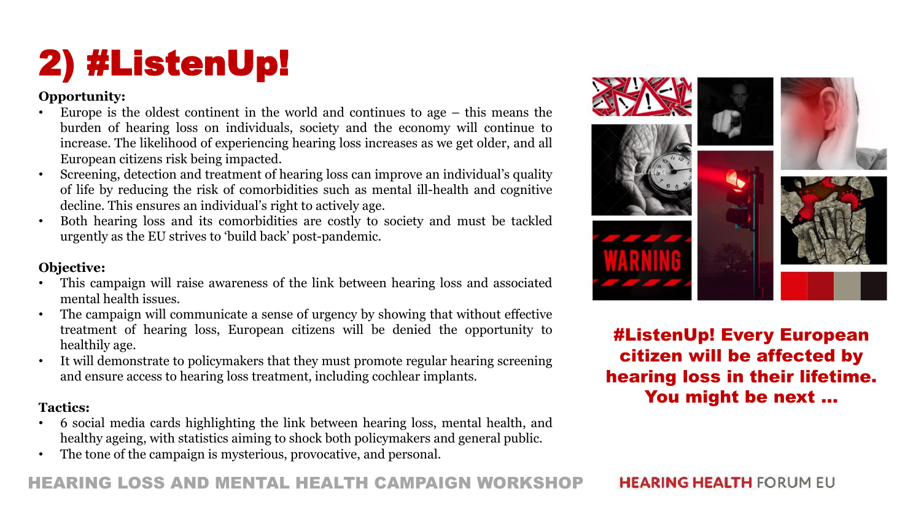# 2) #ListenUp!

**Opportunity:**

- Europe is the oldest continent in the world and continues to age – this means the burden of hearing loss on individuals, society and the economy will continue to increase. The likelihood of experiencing hearing loss increases as we get older, and all European citizens risk being impacted.
- Screening, detection and treatment of hearing loss can improve an individual's quality of life by reducing the risk of comorbidities such as mental ill-health and cognitive decline. This ensures an individual's right to actively age.
- Both hearing loss and its comorbidities are costly to society and must be tackled urgently as the EU strives to 'build back' post-pandemic.

**Objective:**

- This campaign will raise awareness of the link between hearing loss and associated mental health issues.
- The campaign will communicate a sense of urgency by showing that without effective treatment of hearing loss, European citizens will be denied the opportunity to healthily age.
- It will demonstrate to policymakers that they must promote regular hearing screening and ensure access to hearing loss treatment, including cochlear implants.

**Tactics:**

- 6 social media cards highlighting the link between hearing loss, mental health, and healthy ageing, with statistics aiming to shock both policymakers and general public.
- The tone of the campaign is mysterious, provocative, and personal.

**#ListenUp! Every European citizen will be affected by hearing loss in their lifetime. You might be next ...**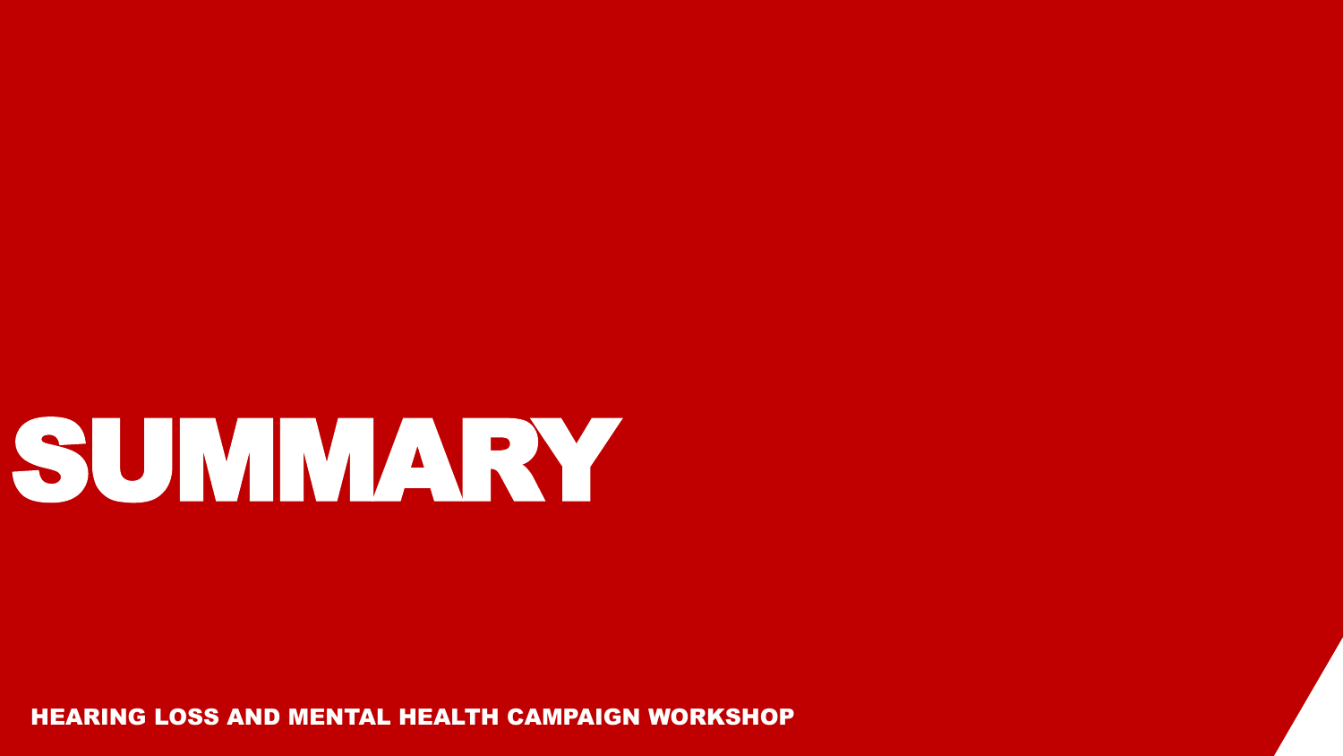# SUMMARY

HEARING LOSS AND MENTAL HEALTH CAMPAIGN WORKSHOP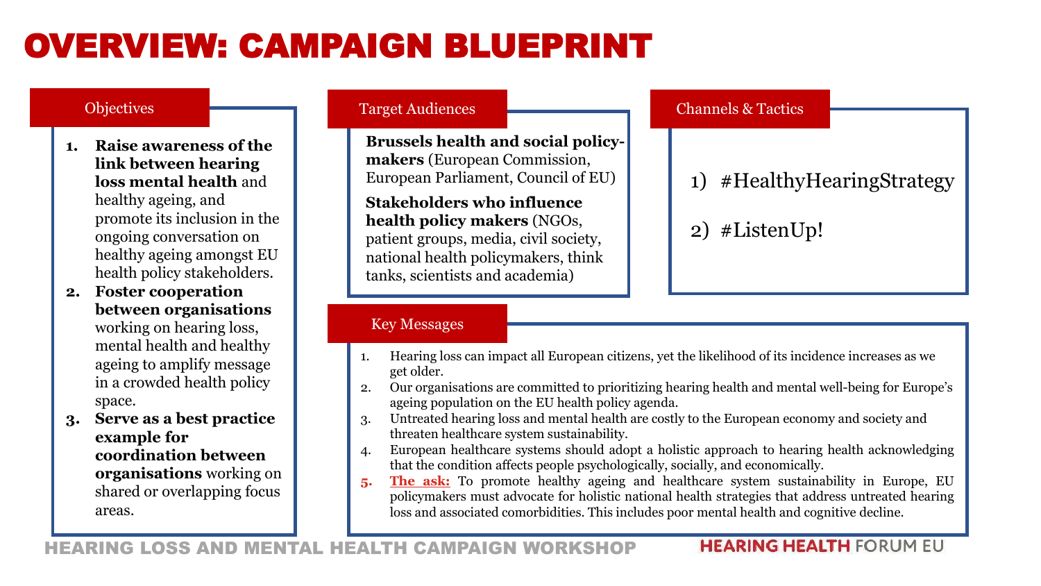# OVERVIEW: CAMPAIGN BLUEPRINT

## Objectives

1. **Raise awareness of the link between hearing loss mental health** and healthy ageing, and promote its inclusion in the ongoing conversation on healthy ageing amongst EU health policy stakeholders.
2. **Foster cooperation between organisations** working on hearing loss, mental health and healthy ageing to amplify message in a crowded health policy space.
3. **Serve as a best practice example for coordination between organisations** working on shared or overlapping focus areas.

## Target Audiences

**Brussels health and social policy-makers** (European Commission, European Parliament, Council of EU)

**Stakeholders who influence health policy makers** (NGOs, patient groups, media, civil society, national health policymakers, think tanks, scientists and academia)

## Channels & Tactics

1) #HealthyHearingStrategy
2) #ListenUp!

## Key Messages

1. Hearing loss can impact all European citizens, yet the likelihood of its incidence increases as we get older.
2. Our organisations are committed to prioritizing hearing health and mental well-being for Europe's ageing population on the EU health policy agenda.
3. Untreated hearing loss and mental health are costly to the European economy and society and threaten healthcare system sustainability.
4. European healthcare systems should adopt a holistic approach to hearing health acknowledging that the condition affects people psychologically, socially, and economically.
5. **The ask:** To promote healthy ageing and healthcare system sustainability in Europe, EU policymakers must advocate for holistic national health strategies that address untreated hearing loss and associated comorbidities. This includes poor mental health and cognitive decline.

HEARING LOSS AND MENTAL HEALTH CAMPAIGN WORKSHOP

HEARING HEALTH FORUM EU